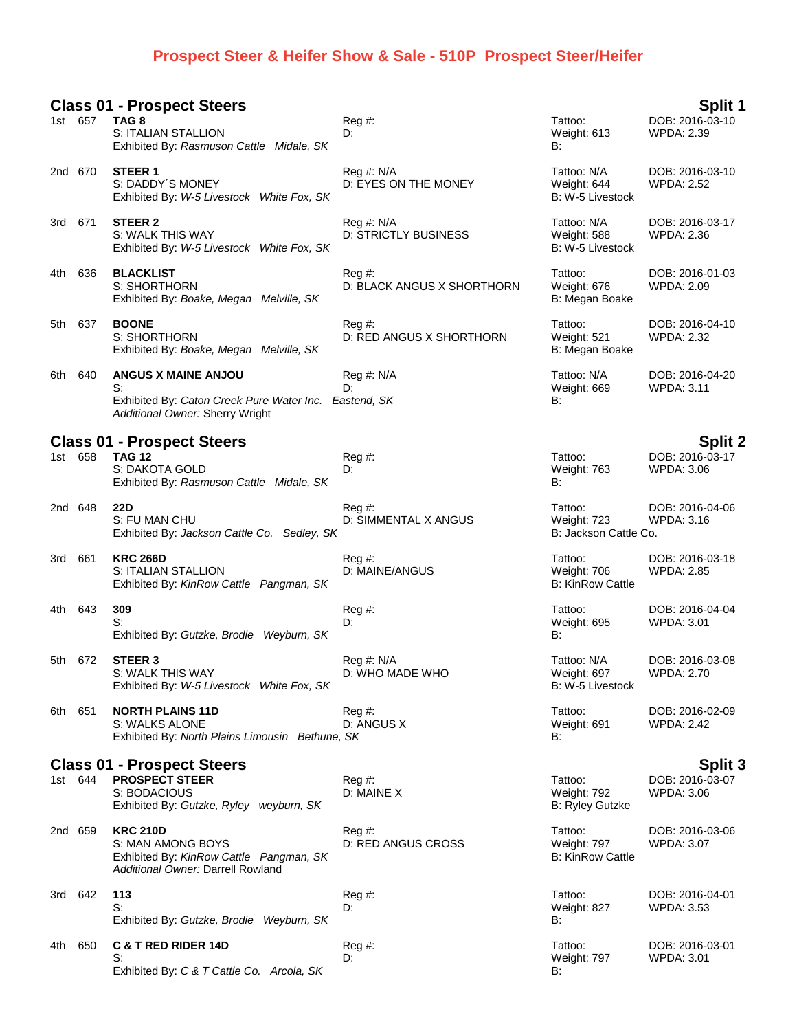# Prospect Steer & Heifer Show & Sale - 510P  Prospect Steer/Heifer

## Class 01 - Prospect Steers — Split 1

1st 657 **TAG 8**
S: ITALIAN STALLION
Exhibited By: *Rasmuson Cattle  Midale, SK*
Reg #:
D:
Tattoo:
Weight: 613
B:
DOB: 2016-03-10
WPDA: 2.39

2nd 670 **STEER 1**
S: DADDY´S MONEY
Exhibited By: *W-5 Livestock  White Fox, SK*
Reg #: N/A
D: EYES ON THE MONEY
Tattoo: N/A
Weight: 644
B: W-5 Livestock
DOB: 2016-03-10
WPDA: 2.52

3rd 671 **STEER 2**
S: WALK THIS WAY
Exhibited By: *W-5 Livestock  White Fox, SK*
Reg #: N/A
D: STRICTLY BUSINESS
Tattoo: N/A
Weight: 588
B: W-5 Livestock
DOB: 2016-03-17
WPDA: 2.36

4th 636 **BLACKLIST**
S: SHORTHORN
Exhibited By: *Boake, Megan  Melville, SK*
Reg #:
D: BLACK ANGUS X SHORTHORN
Tattoo:
Weight: 676
B: Megan Boake
DOB: 2016-01-03
WPDA: 2.09

5th 637 **BOONE**
S: SHORTHORN
Exhibited By: *Boake, Megan  Melville, SK*
Reg #:
D: RED ANGUS X SHORTHORN
Tattoo:
Weight: 521
B: Megan Boake
DOB: 2016-04-10
WPDA: 2.32

6th 640 **ANGUS X MAINE ANJOU**
S:
Exhibited By: *Caton Creek Pure Water Inc.  Eastend, SK*
*Additional Owner:* Sherry Wright
Reg #: N/A
D:
Tattoo: N/A
Weight: 669
B:
DOB: 2016-04-20
WPDA: 3.11

## Class 01 - Prospect Steers — Split 2

1st 658 **TAG 12**
S: DAKOTA GOLD
Exhibited By: *Rasmuson Cattle  Midale, SK*
Reg #:
D:
Tattoo:
Weight: 763
B:
DOB: 2016-03-17
WPDA: 3.06

2nd 648 **22D**
S: FU MAN CHU
Exhibited By: *Jackson Cattle Co.  Sedley, SK*
Reg #:
D: SIMMENTAL X ANGUS
Tattoo:
Weight: 723
B: Jackson Cattle Co.
DOB: 2016-04-06
WPDA: 3.16

3rd 661 **KRC 266D**
S: ITALIAN STALLION
Exhibited By: *KinRow Cattle  Pangman, SK*
Reg #:
D: MAINE/ANGUS
Tattoo:
Weight: 706
B: KinRow Cattle
DOB: 2016-03-18
WPDA: 2.85

4th 643 **309**
S:
Exhibited By: *Gutzke, Brodie  Weyburn, SK*
Reg #:
D:
Tattoo:
Weight: 695
B:
DOB: 2016-04-04
WPDA: 3.01

5th 672 **STEER 3**
S: WALK THIS WAY
Exhibited By: *W-5 Livestock  White Fox, SK*
Reg #: N/A
D: WHO MADE WHO
Tattoo: N/A
Weight: 697
B: W-5 Livestock
DOB: 2016-03-08
WPDA: 2.70

6th 651 **NORTH PLAINS 11D**
S: WALKS ALONE
Exhibited By: *North Plains Limousin  Bethune, SK*
Reg #:
D: ANGUS X
Tattoo:
Weight: 691
B:
DOB: 2016-02-09
WPDA: 2.42

## Class 01 - Prospect Steers — Split 3

1st 644 **PROSPECT STEER**
S: BODACIOUS
Exhibited By: *Gutzke, Ryley  weyburn, SK*
Reg #:
D: MAINE X
Tattoo:
Weight: 792
B: Ryley Gutzke
DOB: 2016-03-07
WPDA: 3.06

2nd 659 **KRC 210D**
S: MAN AMONG BOYS
Exhibited By: *KinRow Cattle  Pangman, SK*
*Additional Owner:* Darrell Rowland
Reg #:
D: RED ANGUS CROSS
Tattoo:
Weight: 797
B: KinRow Cattle
DOB: 2016-03-06
WPDA: 3.07

3rd 642 **113**
S:
Exhibited By: *Gutzke, Brodie  Weyburn, SK*
Reg #:
D:
Tattoo:
Weight: 827
B:
DOB: 2016-04-01
WPDA: 3.53

4th 650 **C & T RED RIDER 14D**
S:
Exhibited By: *C & T Cattle Co.  Arcola, SK*
Reg #:
D:
Tattoo:
Weight: 797
B:
DOB: 2016-03-01
WPDA: 3.01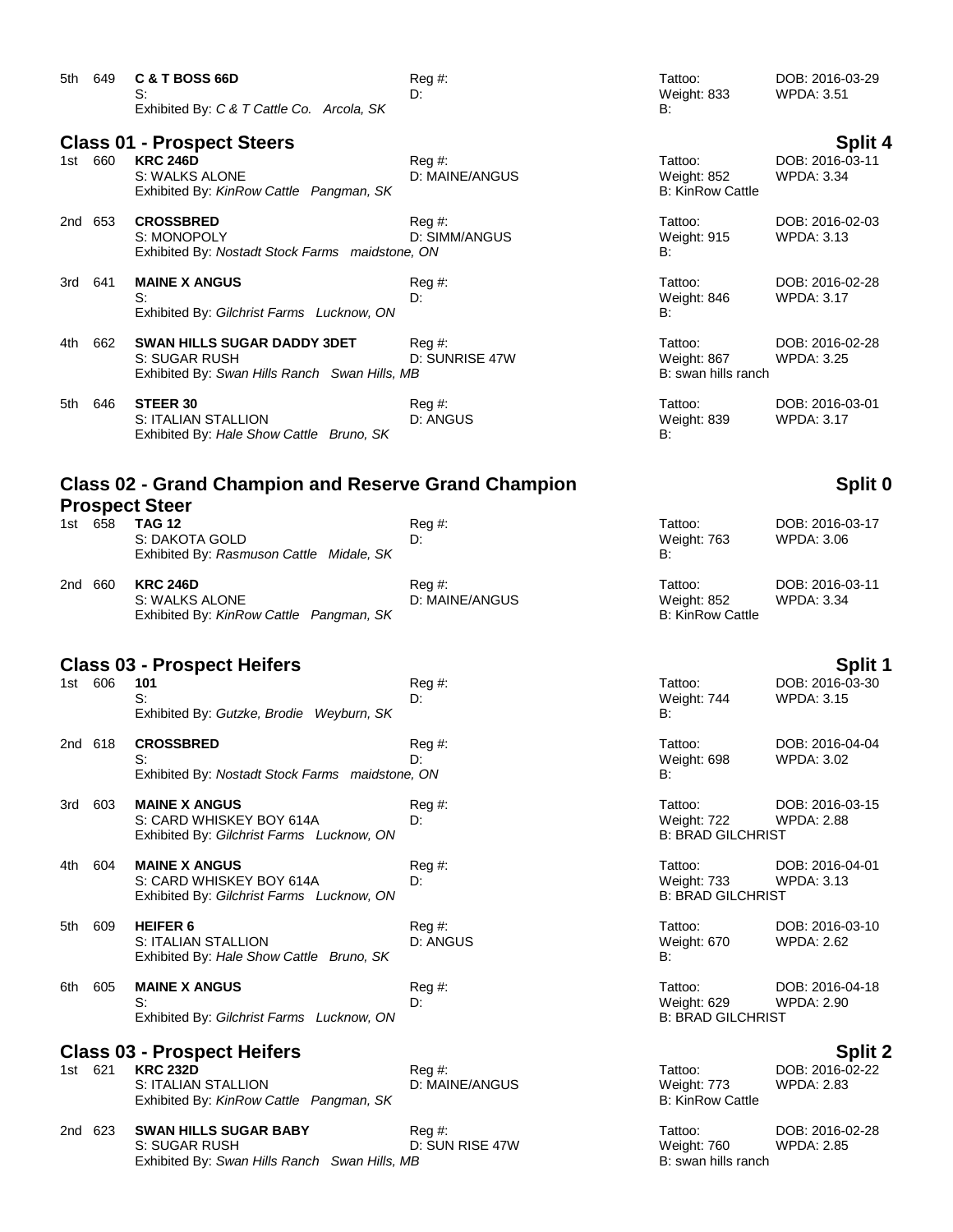| | | | | | |
|---|---|---|---|---|---|
| 5th | 649 | **C & T BOSS 66D**<br>S:<br>Exhibited By: *C & T Cattle Co. Arcola, SK* | Reg #:<br>D: | Tattoo:<br>Weight: 833<br>B: | DOB: 2016-03-29<br>WPDA: 3.51 |

## Class 01 - Prospect Steers — Split 4

| | | | | | |
|---|---|---|---|---|---|
| 1st | 660 | **KRC 246D**<br>S: WALKS ALONE<br>Exhibited By: *KinRow Cattle Pangman, SK* | Reg #:<br>D: MAINE/ANGUS | Tattoo:<br>Weight: 852<br>B: KinRow Cattle | DOB: 2016-03-11<br>WPDA: 3.34 |
| 2nd | 653 | **CROSSBRED**<br>S: MONOPOLY<br>Exhibited By: *Nostadt Stock Farms maidstone, ON* | Reg #:<br>D: SIMM/ANGUS | Tattoo:<br>Weight: 915<br>B: | DOB: 2016-02-03<br>WPDA: 3.13 |
| 3rd | 641 | **MAINE X ANGUS**<br>S:<br>Exhibited By: *Gilchrist Farms Lucknow, ON* | Reg #:<br>D: | Tattoo:<br>Weight: 846<br>B: | DOB: 2016-02-28<br>WPDA: 3.17 |
| 4th | 662 | **SWAN HILLS SUGAR DADDY 3DET**<br>S: SUGAR RUSH<br>Exhibited By: *Swan Hills Ranch Swan Hills, MB* | Reg #:<br>D: SUNRISE 47W | Tattoo:<br>Weight: 867<br>B: swan hills ranch | DOB: 2016-02-28<br>WPDA: 3.25 |
| 5th | 646 | **STEER 30**<br>S: ITALIAN STALLION<br>Exhibited By: *Hale Show Cattle Bruno, SK* | Reg #:<br>D: ANGUS | Tattoo:<br>Weight: 839<br>B: | DOB: 2016-03-01<br>WPDA: 3.17 |

## Class 02 - Grand Champion and Reserve Grand Champion Prospect Steer — Split 0

| | | | | | |
|---|---|---|---|---|---|
| 1st | 658 | **TAG 12**<br>S: DAKOTA GOLD<br>Exhibited By: *Rasmuson Cattle Midale, SK* | Reg #:<br>D: | Tattoo:<br>Weight: 763<br>B: | DOB: 2016-03-17<br>WPDA: 3.06 |
| 2nd | 660 | **KRC 246D**<br>S: WALKS ALONE<br>Exhibited By: *KinRow Cattle Pangman, SK* | Reg #:<br>D: MAINE/ANGUS | Tattoo:<br>Weight: 852<br>B: KinRow Cattle | DOB: 2016-03-11<br>WPDA: 3.34 |

## Class 03 - Prospect Heifers — Split 1

| | | | | | |
|---|---|---|---|---|---|
| 1st | 606 | **101**<br>S:<br>Exhibited By: *Gutzke, Brodie Weyburn, SK* | Reg #:<br>D: | Tattoo:<br>Weight: 744<br>B: | DOB: 2016-03-30<br>WPDA: 3.15 |
| 2nd | 618 | **CROSSBRED**<br>S:<br>Exhibited By: *Nostadt Stock Farms maidstone, ON* | Reg #:<br>D: | Tattoo:<br>Weight: 698<br>B: | DOB: 2016-04-04<br>WPDA: 3.02 |
| 3rd | 603 | **MAINE X ANGUS**<br>S: CARD WHISKEY BOY 614A<br>Exhibited By: *Gilchrist Farms Lucknow, ON* | Reg #:<br>D: | Tattoo:<br>Weight: 722<br>B: BRAD GILCHRIST | DOB: 2016-03-15<br>WPDA: 2.88 |
| 4th | 604 | **MAINE X ANGUS**<br>S: CARD WHISKEY BOY 614A<br>Exhibited By: *Gilchrist Farms Lucknow, ON* | Reg #:<br>D: | Tattoo:<br>Weight: 733<br>B: BRAD GILCHRIST | DOB: 2016-04-01<br>WPDA: 3.13 |
| 5th | 609 | **HEIFER 6**<br>S: ITALIAN STALLION<br>Exhibited By: *Hale Show Cattle Bruno, SK* | Reg #:<br>D: ANGUS | Tattoo:<br>Weight: 670<br>B: | DOB: 2016-03-10<br>WPDA: 2.62 |
| 6th | 605 | **MAINE X ANGUS**<br>S:<br>Exhibited By: *Gilchrist Farms Lucknow, ON* | Reg #:<br>D: | Tattoo:<br>Weight: 629<br>B: BRAD GILCHRIST | DOB: 2016-04-18<br>WPDA: 2.90 |

## Class 03 - Prospect Heifers — Split 2

| | | | | | |
|---|---|---|---|---|---|
| 1st | 621 | **KRC 232D**<br>S: ITALIAN STALLION<br>Exhibited By: *KinRow Cattle Pangman, SK* | Reg #:<br>D: MAINE/ANGUS | Tattoo:<br>Weight: 773<br>B: KinRow Cattle | DOB: 2016-02-22<br>WPDA: 2.83 |
| 2nd | 623 | **SWAN HILLS SUGAR BABY**<br>S: SUGAR RUSH<br>Exhibited By: *Swan Hills Ranch Swan Hills, MB* | Reg #:<br>D: SUN RISE 47W | Tattoo:<br>Weight: 760<br>B: swan hills ranch | DOB: 2016-02-28<br>WPDA: 2.85 |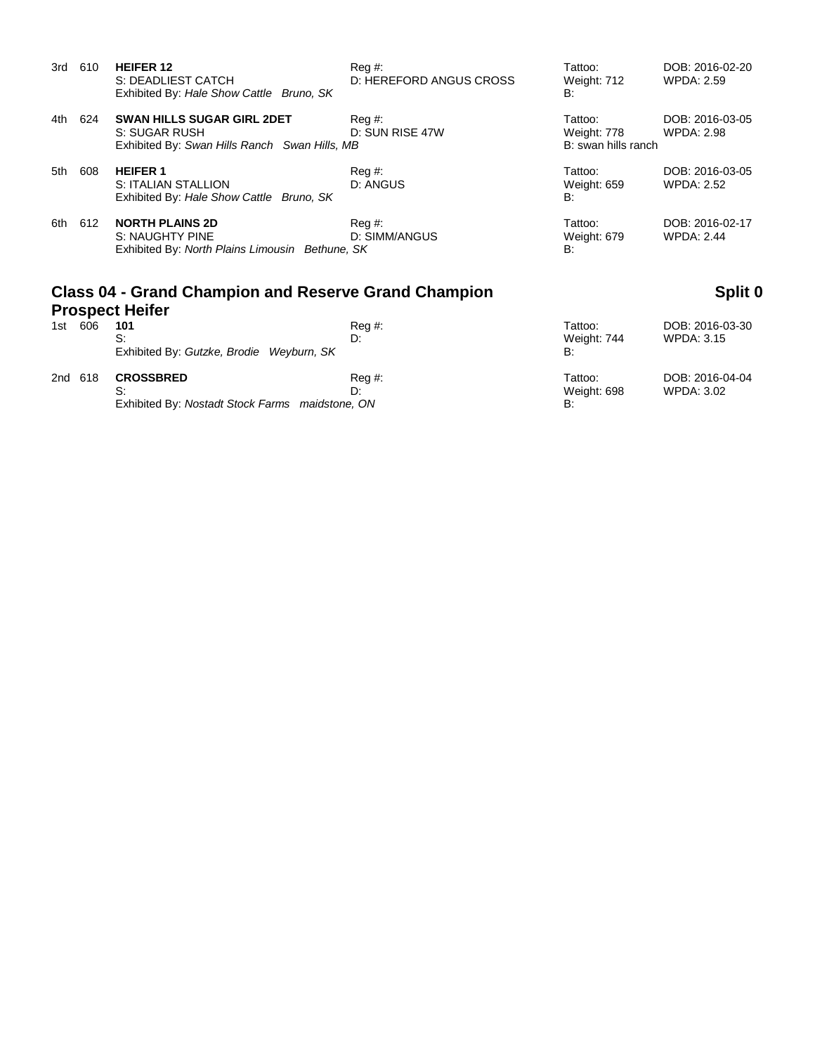| | | | | | |
|---|---|---|---|---|---|
| 3rd | 610 | **HEIFER 12**<br>S: DEADLIEST CATCH<br>Exhibited By: *Hale Show Cattle Bruno, SK* | Reg #:<br>D: HEREFORD ANGUS CROSS | Tattoo:<br>Weight: 712<br>B: | DOB: 2016-02-20<br>WPDA: 2.59 |
| 4th | 624 | **SWAN HILLS SUGAR GIRL 2DET**<br>S: SUGAR RUSH<br>Exhibited By: *Swan Hills Ranch Swan Hills, MB* | Reg #:<br>D: SUN RISE 47W | Tattoo:<br>Weight: 778<br>B: swan hills ranch | DOB: 2016-03-05<br>WPDA: 2.98 |
| 5th | 608 | **HEIFER 1**<br>S: ITALIAN STALLION<br>Exhibited By: *Hale Show Cattle Bruno, SK* | Reg #:<br>D: ANGUS | Tattoo:<br>Weight: 659<br>B: | DOB: 2016-03-05<br>WPDA: 2.52 |
| 6th | 612 | **NORTH PLAINS 2D**<br>S: NAUGHTY PINE<br>Exhibited By: *North Plains Limousin Bethune, SK* | Reg #:<br>D: SIMM/ANGUS | Tattoo:<br>Weight: 679<br>B: | DOB: 2016-02-17<br>WPDA: 2.44 |

## Class 04 - Grand Champion and Reserve Grand Champion Prospect Heifer

**Split 0**

| | | | | | |
|---|---|---|---|---|---|
| 1st | 606 | **101**<br>S:<br>Exhibited By: *Gutzke, Brodie Weyburn, SK* | Reg #:<br>D: | Tattoo:<br>Weight: 744<br>B: | DOB: 2016-03-30<br>WPDA: 3.15 |
| 2nd | 618 | **CROSSBRED**<br>S:<br>Exhibited By: *Nostadt Stock Farms maidstone, ON* | Reg #:<br>D: | Tattoo:<br>Weight: 698<br>B: | DOB: 2016-04-04<br>WPDA: 3.02 |